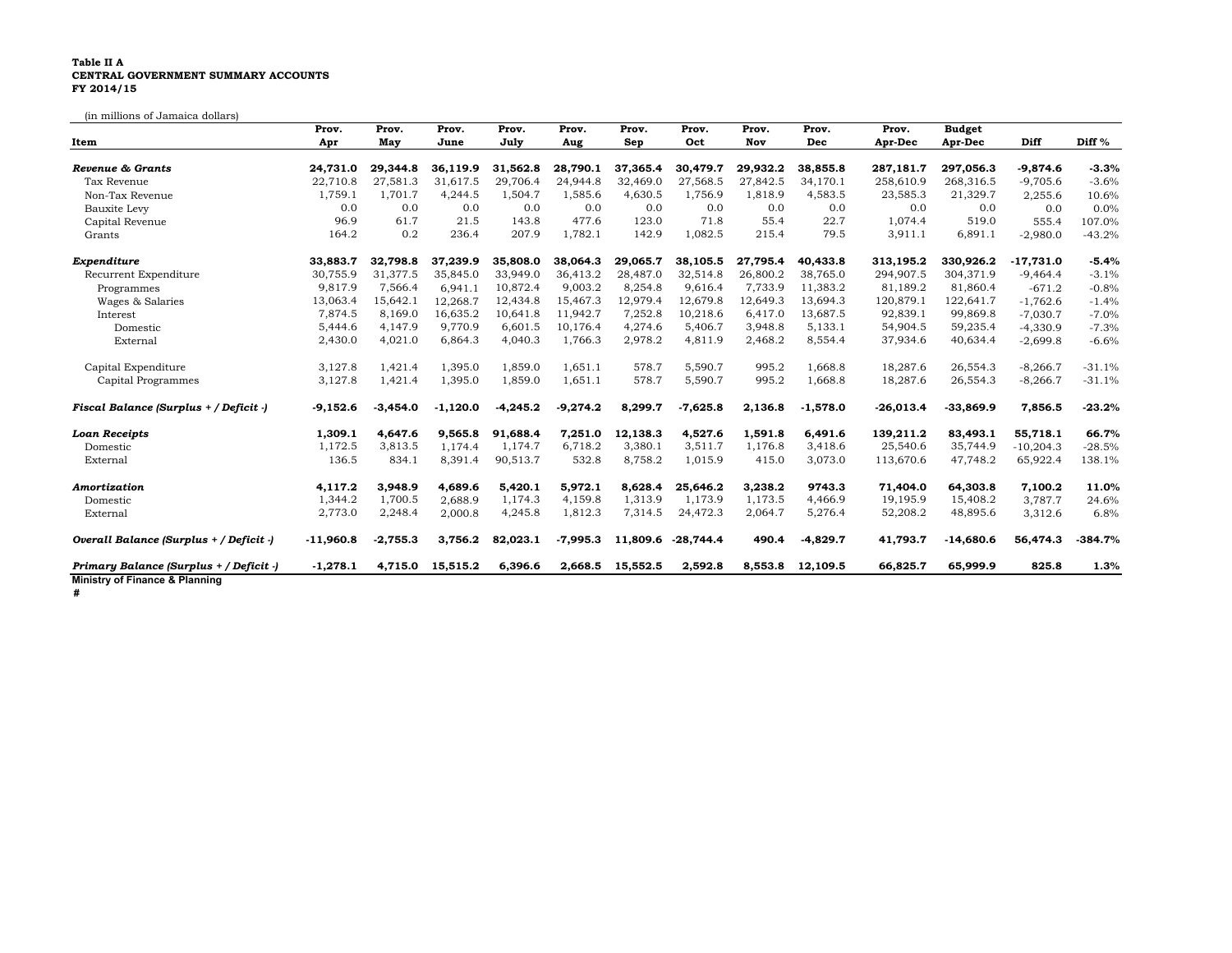**Table II A**
**CENTRAL GOVERNMENT SUMMARY ACCOUNTS**
**FY 2014/15**

(in millions of Jamaica dollars)

| Item | Prov. Apr | Prov. May | Prov. June | Prov. July | Prov. Aug | Prov. Sep | Prov. Oct | Prov. Nov | Prov. Dec | Prov. Apr-Dec | Budget Apr-Dec | Diff | Diff % |
|---|---|---|---|---|---|---|---|---|---|---|---|---|---|
| ***Revenue & Grants*** | **24,731.0** | **29,344.8** | **36,119.9** | **31,562.8** | **28,790.1** | **37,365.4** | **30,479.7** | **29,932.2** | **38,855.8** | **287,181.7** | **297,056.3** | **-9,874.6** | **-3.3%** |
| Tax Revenue | 22,710.8 | 27,581.3 | 31,617.5 | 29,706.4 | 24,944.8 | 32,469.0 | 27,568.5 | 27,842.5 | 34,170.1 | 258,610.9 | 268,316.5 | -9,705.6 | -3.6% |
| Non-Tax Revenue | 1,759.1 | 1,701.7 | 4,244.5 | 1,504.7 | 1,585.6 | 4,630.5 | 1,756.9 | 1,818.9 | 4,583.5 | 23,585.3 | 21,329.7 | 2,255.6 | 10.6% |
| Bauxite Levy | 0.0 | 0.0 | 0.0 | 0.0 | 0.0 | 0.0 | 0.0 | 0.0 | 0.0 | 0.0 | 0.0 | 0.0 | 0.0% |
| Capital Revenue | 96.9 | 61.7 | 21.5 | 143.8 | 477.6 | 123.0 | 71.8 | 55.4 | 22.7 | 1,074.4 | 519.0 | 555.4 | 107.0% |
| Grants | 164.2 | 0.2 | 236.4 | 207.9 | 1,782.1 | 142.9 | 1,082.5 | 215.4 | 79.5 | 3,911.1 | 6,891.1 | -2,980.0 | -43.2% |
| ***Expenditure*** | **33,883.7** | **32,798.8** | **37,239.9** | **35,808.0** | **38,064.3** | **29,065.7** | **38,105.5** | **27,795.4** | **40,433.8** | **313,195.2** | **330,926.2** | **-17,731.0** | **-5.4%** |
| Recurrent Expenditure | 30,755.9 | 31,377.5 | 35,845.0 | 33,949.0 | 36,413.2 | 28,487.0 | 32,514.8 | 26,800.2 | 38,765.0 | 294,907.5 | 304,371.9 | -9,464.4 | -3.1% |
| Programmes | 9,817.9 | 7,566.4 | 6,941.1 | 10,872.4 | 9,003.2 | 8,254.8 | 9,616.4 | 7,733.9 | 11,383.2 | 81,189.2 | 81,860.4 | -671.2 | -0.8% |
| Wages & Salaries | 13,063.4 | 15,642.1 | 12,268.7 | 12,434.8 | 15,467.3 | 12,979.4 | 12,679.8 | 12,649.3 | 13,694.3 | 120,879.1 | 122,641.7 | -1,762.6 | -1.4% |
| Interest | 7,874.5 | 8,169.0 | 16,635.2 | 10,641.8 | 11,942.7 | 7,252.8 | 10,218.6 | 6,417.0 | 13,687.5 | 92,839.1 | 99,869.8 | -7,030.7 | -7.0% |
| Domestic | 5,444.6 | 4,147.9 | 9,770.9 | 6,601.5 | 10,176.4 | 4,274.6 | 5,406.7 | 3,948.8 | 5,133.1 | 54,904.5 | 59,235.4 | -4,330.9 | -7.3% |
| External | 2,430.0 | 4,021.0 | 6,864.3 | 4,040.3 | 1,766.3 | 2,978.2 | 4,811.9 | 2,468.2 | 8,554.4 | 37,934.6 | 40,634.4 | -2,699.8 | -6.6% |
| Capital Expenditure | 3,127.8 | 1,421.4 | 1,395.0 | 1,859.0 | 1,651.1 | 578.7 | 5,590.7 | 995.2 | 1,668.8 | 18,287.6 | 26,554.3 | -8,266.7 | -31.1% |
| Capital Programmes | 3,127.8 | 1,421.4 | 1,395.0 | 1,859.0 | 1,651.1 | 578.7 | 5,590.7 | 995.2 | 1,668.8 | 18,287.6 | 26,554.3 | -8,266.7 | -31.1% |
| ***Fiscal Balance (Surplus + / Deficit -)*** | **-9,152.6** | **-3,454.0** | **-1,120.0** | **-4,245.2** | **-9,274.2** | **8,299.7** | **-7,625.8** | **2,136.8** | **-1,578.0** | **-26,013.4** | **-33,869.9** | **7,856.5** | **-23.2%** |
| ***Loan Receipts*** | **1,309.1** | **4,647.6** | **9,565.8** | **91,688.4** | **7,251.0** | **12,138.3** | **4,527.6** | **1,591.8** | **6,491.6** | **139,211.2** | **83,493.1** | **55,718.1** | **66.7%** |
| Domestic | 1,172.5 | 3,813.5 | 1,174.4 | 1,174.7 | 6,718.2 | 3,380.1 | 3,511.7 | 1,176.8 | 3,418.6 | 25,540.6 | 35,744.9 | -10,204.3 | -28.5% |
| External | 136.5 | 834.1 | 8,391.4 | 90,513.7 | 532.8 | 8,758.2 | 1,015.9 | 415.0 | 3,073.0 | 113,670.6 | 47,748.2 | 65,922.4 | 138.1% |
| ***Amortization*** | **4,117.2** | **3,948.9** | **4,689.6** | **5,420.1** | **5,972.1** | **8,628.4** | **25,646.2** | **3,238.2** | **9743.3** | **71,404.0** | **64,303.8** | **7,100.2** | **11.0%** |
| Domestic | 1,344.2 | 1,700.5 | 2,688.9 | 1,174.3 | 4,159.8 | 1,313.9 | 1,173.9 | 1,173.5 | 4,466.9 | 19,195.9 | 15,408.2 | 3,787.7 | 24.6% |
| External | 2,773.0 | 2,248.4 | 2,000.8 | 4,245.8 | 1,812.3 | 7,314.5 | 24,472.3 | 2,064.7 | 5,276.4 | 52,208.2 | 48,895.6 | 3,312.6 | 6.8% |
| ***Overall Balance (Surplus + / Deficit -)*** | **-11,960.8** | **-2,755.3** | **3,756.2** | **82,023.1** | **-7,995.3** | **11,809.6** | **-28,744.4** | **490.4** | **-4,829.7** | **41,793.7** | **-14,680.6** | **56,474.3** | **-384.7%** |
| ***Primary Balance (Surplus + / Deficit -)*** | **-1,278.1** | **4,715.0** | **15,515.2** | **6,396.6** | **2,668.5** | **15,552.5** | **2,592.8** | **8,553.8** | **12,109.5** | **66,825.7** | **65,999.9** | **825.8** | **1.3%** |

**Ministry of Finance & Planning**

**#**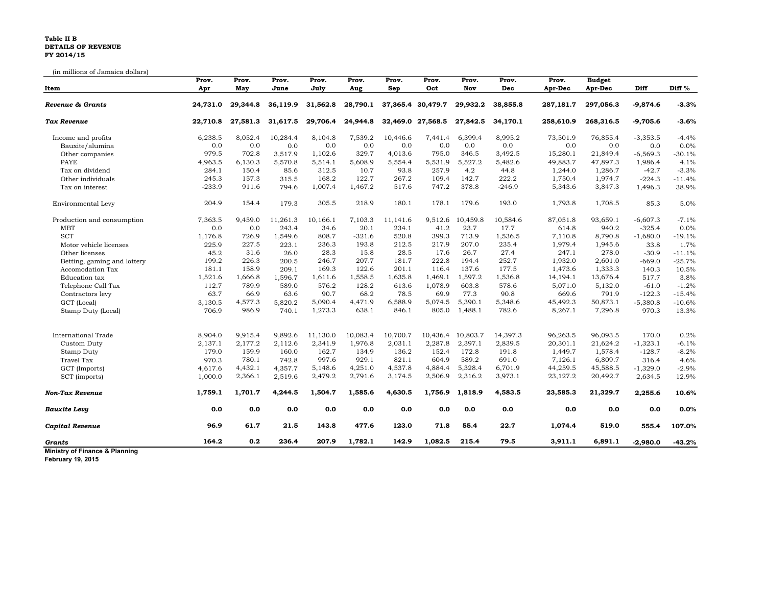**Table II B**
**DETAILS OF REVENUE**
**FY 2014/15**

(in millions of Jamaica dollars)

| Item | Prov. Apr | Prov. May | Prov. June | Prov. July | Prov. Aug | Prov. Sep | Prov. Oct | Prov. Nov | Prov. Dec | Prov. Apr-Dec | Budget Apr-Dec | Diff | Diff % |
|---|---|---|---|---|---|---|---|---|---|---|---|---|---|
| ***Revenue & Grants*** | **24,731.0** | **29,344.8** | **36,119.9** | **31,562.8** | **28,790.1** | **37,365.4** | **30,479.7** | **29,932.2** | **38,855.8** | **287,181.7** | **297,056.3** | **-9,874.6** | **-3.3%** |
| ***Tax Revenue*** | **22,710.8** | **27,581.3** | **31,617.5** | **29,706.4** | **24,944.8** | **32,469.0** | **27,568.5** | **27,842.5** | **34,170.1** | **258,610.9** | **268,316.5** | **-9,705.6** | **-3.6%** |
| Income and profits | 6,238.5 | 8,052.4 | 10,284.4 | 8,104.8 | 7,539.2 | 10,446.6 | 7,441.4 | 6,399.4 | 8,995.2 | 73,501.9 | 76,855.4 | -3,353.5 | -4.4% |
| Bauxite/alumina | 0.0 | 0.0 | 0.0 | 0.0 | 0.0 | 0.0 | 0.0 | 0.0 | 0.0 | 0.0 | 0.0 | 0.0 | 0.0% |
| Other companies | 979.5 | 702.8 | 3,517.9 | 1,102.6 | 329.7 | 4,013.6 | 795.0 | 346.5 | 3,492.5 | 15,280.1 | 21,849.4 | -6,569.3 | -30.1% |
| PAYE | 4,963.5 | 6,130.3 | 5,570.8 | 5,514.1 | 5,608.9 | 5,554.4 | 5,531.9 | 5,527.2 | 5,482.6 | 49,883.7 | 47,897.3 | 1,986.4 | 4.1% |
| Tax on dividend | 284.1 | 150.4 | 85.6 | 312.5 | 10.7 | 93.8 | 257.9 | 4.2 | 44.8 | 1,244.0 | 1,286.7 | -42.7 | -3.3% |
| Other individuals | 245.3 | 157.3 | 315.5 | 168.2 | 122.7 | 267.2 | 109.4 | 142.7 | 222.2 | 1,750.4 | 1,974.7 | -224.3 | -11.4% |
| Tax on interest | -233.9 | 911.6 | 794.6 | 1,007.4 | 1,467.2 | 517.6 | 747.2 | 378.8 | -246.9 | 5,343.6 | 3,847.3 | 1,496.3 | 38.9% |
| Environmental Levy | 204.9 | 154.4 | 179.3 | 305.5 | 218.9 | 180.1 | 178.1 | 179.6 | 193.0 | 1,793.8 | 1,708.5 | 85.3 | 5.0% |
| Production and consumption | 7,363.5 | 9,459.0 | 11,261.3 | 10,166.1 | 7,103.3 | 11,141.6 | 9,512.6 | 10,459.8 | 10,584.6 | 87,051.8 | 93,659.1 | -6,607.3 | -7.1% |
| MBT | 0.0 | 0.0 | 243.4 | 34.6 | 20.1 | 234.1 | 41.2 | 23.7 | 17.7 | 614.8 | 940.2 | -325.4 | 0.0% |
| SCT | 1,176.8 | 726.9 | 1,549.6 | 808.7 | -321.6 | 520.8 | 399.3 | 713.9 | 1,536.5 | 7,110.8 | 8,790.8 | -1,680.0 | -19.1% |
| Motor vehicle licenses | 225.9 | 227.5 | 223.1 | 236.3 | 193.8 | 212.5 | 217.9 | 207.0 | 235.4 | 1,979.4 | 1,945.6 | 33.8 | 1.7% |
| Other licenses | 45.2 | 31.6 | 26.0 | 28.3 | 15.8 | 28.5 | 17.6 | 26.7 | 27.4 | 247.1 | 278.0 | -30.9 | -11.1% |
| Betting, gaming and lottery | 199.2 | 226.3 | 200.5 | 246.7 | 207.7 | 181.7 | 222.8 | 194.4 | 252.7 | 1,932.0 | 2,601.0 | -669.0 | -25.7% |
| Accomodation Tax | 181.1 | 158.9 | 209.1 | 169.3 | 122.6 | 201.1 | 116.4 | 137.6 | 177.5 | 1,473.6 | 1,333.3 | 140.3 | 10.5% |
| Education tax | 1,521.6 | 1,666.8 | 1,596.7 | 1,611.6 | 1,558.5 | 1,635.8 | 1,469.1 | 1,597.2 | 1,536.8 | 14,194.1 | 13,676.4 | 517.7 | 3.8% |
| Telephone Call Tax | 112.7 | 789.9 | 589.0 | 576.2 | 128.2 | 613.6 | 1,078.9 | 603.8 | 578.6 | 5,071.0 | 5,132.0 | -61.0 | -1.2% |
| Contractors levy | 63.7 | 66.9 | 63.6 | 90.7 | 68.2 | 78.5 | 69.9 | 77.3 | 90.8 | 669.6 | 791.9 | -122.3 | -15.4% |
| GCT (Local) | 3,130.5 | 4,577.3 | 5,820.2 | 5,090.4 | 4,471.9 | 6,588.9 | 5,074.5 | 5,390.1 | 5,348.6 | 45,492.3 | 50,873.1 | -5,380.8 | -10.6% |
| Stamp Duty (Local) | 706.9 | 986.9 | 740.1 | 1,273.3 | 638.1 | 846.1 | 805.0 | 1,488.1 | 782.6 | 8,267.1 | 7,296.8 | 970.3 | 13.3% |
| International Trade | 8,904.0 | 9,915.4 | 9,892.6 | 11,130.0 | 10,083.4 | 10,700.7 | 10,436.4 | 10,803.7 | 14,397.3 | 96,263.5 | 96,093.5 | 170.0 | 0.2% |
| Custom Duty | 2,137.1 | 2,177.2 | 2,112.6 | 2,341.9 | 1,976.8 | 2,031.1 | 2,287.8 | 2,397.1 | 2,839.5 | 20,301.1 | 21,624.2 | -1,323.1 | -6.1% |
| Stamp Duty | 179.0 | 159.9 | 160.0 | 162.7 | 134.9 | 136.2 | 152.4 | 172.8 | 191.8 | 1,449.7 | 1,578.4 | -128.7 | -8.2% |
| Travel Tax | 970.3 | 780.1 | 742.8 | 997.6 | 929.1 | 821.1 | 604.9 | 589.2 | 691.0 | 7,126.1 | 6,809.7 | 316.4 | 4.6% |
| GCT (Imports) | 4,617.6 | 4,432.1 | 4,357.7 | 5,148.6 | 4,251.0 | 4,537.8 | 4,884.4 | 5,328.4 | 6,701.9 | 44,259.5 | 45,588.5 | -1,329.0 | -2.9% |
| SCT (imports) | 1,000.0 | 2,366.1 | 2,519.6 | 2,479.2 | 2,791.6 | 3,174.5 | 2,506.9 | 2,316.2 | 3,973.1 | 23,127.2 | 20,492.7 | 2,634.5 | 12.9% |
| ***Non-Tax Revenue*** | **1,759.1** | **1,701.7** | **4,244.5** | **1,504.7** | **1,585.6** | **4,630.5** | **1,756.9** | **1,818.9** | **4,583.5** | **23,585.3** | **21,329.7** | **2,255.6** | **10.6%** |
| ***Bauxite Levy*** | **0.0** | **0.0** | **0.0** | **0.0** | **0.0** | **0.0** | **0.0** | **0.0** | **0.0** | **0.0** | **0.0** | **0.0** | **0.0%** |
| ***Capital Revenue*** | **96.9** | **61.7** | **21.5** | **143.8** | **477.6** | **123.0** | **71.8** | **55.4** | **22.7** | **1,074.4** | **519.0** | **555.4** | **107.0%** |
| ***Grants*** | **164.2** | **0.2** | **236.4** | **207.9** | **1,782.1** | **142.9** | **1,082.5** | **215.4** | **79.5** | **3,911.1** | **6,891.1** | **-2,980.0** | **-43.2%** |

**Ministry of Finance & Planning**
**February 19, 2015**